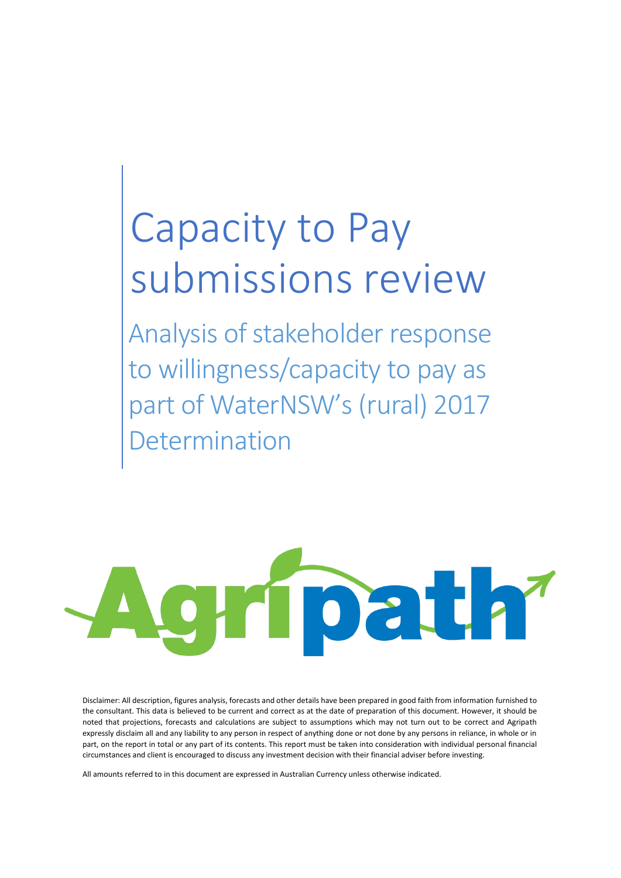# Capacity to Pay submissions review

## Analysis of stakeholder response to willingness/capacity to pay as part of WaterNSW's (rural) 2017 Determination

Agripath

Disclaimer: All description, figures analysis, forecasts and other details have been prepared in good faith from information furnished to the consultant. This data is believed to be current and correct as at the date of preparation of this document. However, it should be noted that projections, forecasts and calculations are subject to assumptions which may not turn out to be correct and Agripath expressly disclaim all and any liability to any person in respect of anything done or not done by any persons in reliance, in whole or in part, on the report in total or any part of its contents. This report must be taken into consideration with individual personal financial circumstances and client is encouraged to discuss any investment decision with their financial adviser before investing.

All amounts referred to in this document are expressed in Australian Currency unless otherwise indicated.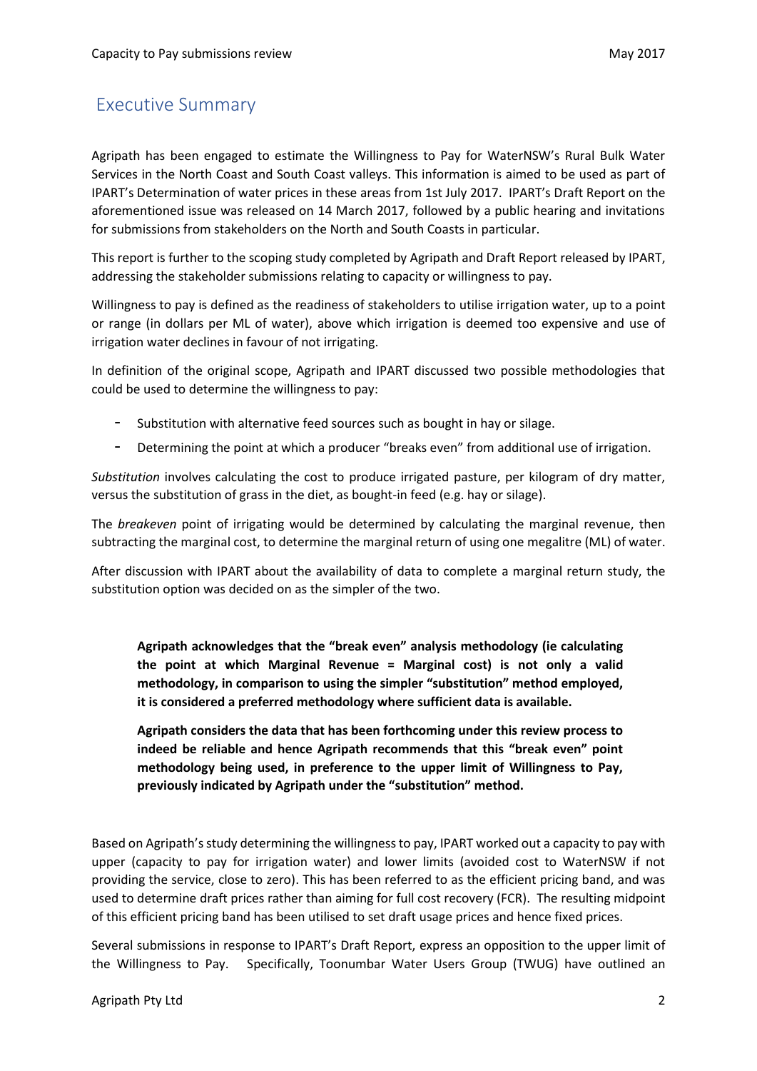## Executive Summary

Agripath has been engaged to estimate the Willingness to Pay for WaterNSW's Rural Bulk Water Services in the North Coast and South Coast valleys. This information is aimed to be used as part of IPART's Determination of water prices in these areas from 1st July 2017. IPART's Draft Report on the aforementioned issue was released on 14 March 2017, followed by a public hearing and invitations for submissions from stakeholders on the North and South Coasts in particular.

This report is further to the scoping study completed by Agripath and Draft Report released by IPART, addressing the stakeholder submissions relating to capacity or willingness to pay.

Willingness to pay is defined as the readiness of stakeholders to utilise irrigation water, up to a point or range (in dollars per ML of water), above which irrigation is deemed too expensive and use of irrigation water declines in favour of not irrigating.

In definition of the original scope, Agripath and IPART discussed two possible methodologies that could be used to determine the willingness to pay:

- Substitution with alternative feed sources such as bought in hay or silage.
- Determining the point at which a producer "breaks even" from additional use of irrigation.

*Substitution* involves calculating the cost to produce irrigated pasture, per kilogram of dry matter, versus the substitution of grass in the diet, as bought-in feed (e.g. hay or silage).

The *breakeven* point of irrigating would be determined by calculating the marginal revenue, then subtracting the marginal cost, to determine the marginal return of using one megalitre (ML) of water.

After discussion with IPART about the availability of data to complete a marginal return study, the substitution option was decided on as the simpler of the two.

> **Agripath acknowledges that the "break even" analysis methodology (ie calculating the point at which Marginal Revenue = Marginal cost) is not only a valid methodology, in comparison to using the simpler "substitution" method employed, it is considered a preferred methodology where sufficient data is available.**
>
> **Agripath considers the data that has been forthcoming under this review process to indeed be reliable and hence Agripath recommends that this "break even" point methodology being used, in preference to the upper limit of Willingness to Pay, previously indicated by Agripath under the "substitution" method.**

Based on Agripath's study determining the willingness to pay, IPART worked out a capacity to pay with upper (capacity to pay for irrigation water) and lower limits (avoided cost to WaterNSW if not providing the service, close to zero). This has been referred to as the efficient pricing band, and was used to determine draft prices rather than aiming for full cost recovery (FCR). The resulting midpoint of this efficient pricing band has been utilised to set draft usage prices and hence fixed prices.

Several submissions in response to IPART's Draft Report, express an opposition to the upper limit of the Willingness to Pay. Specifically, Toonumbar Water Users Group (TWUG) have outlined an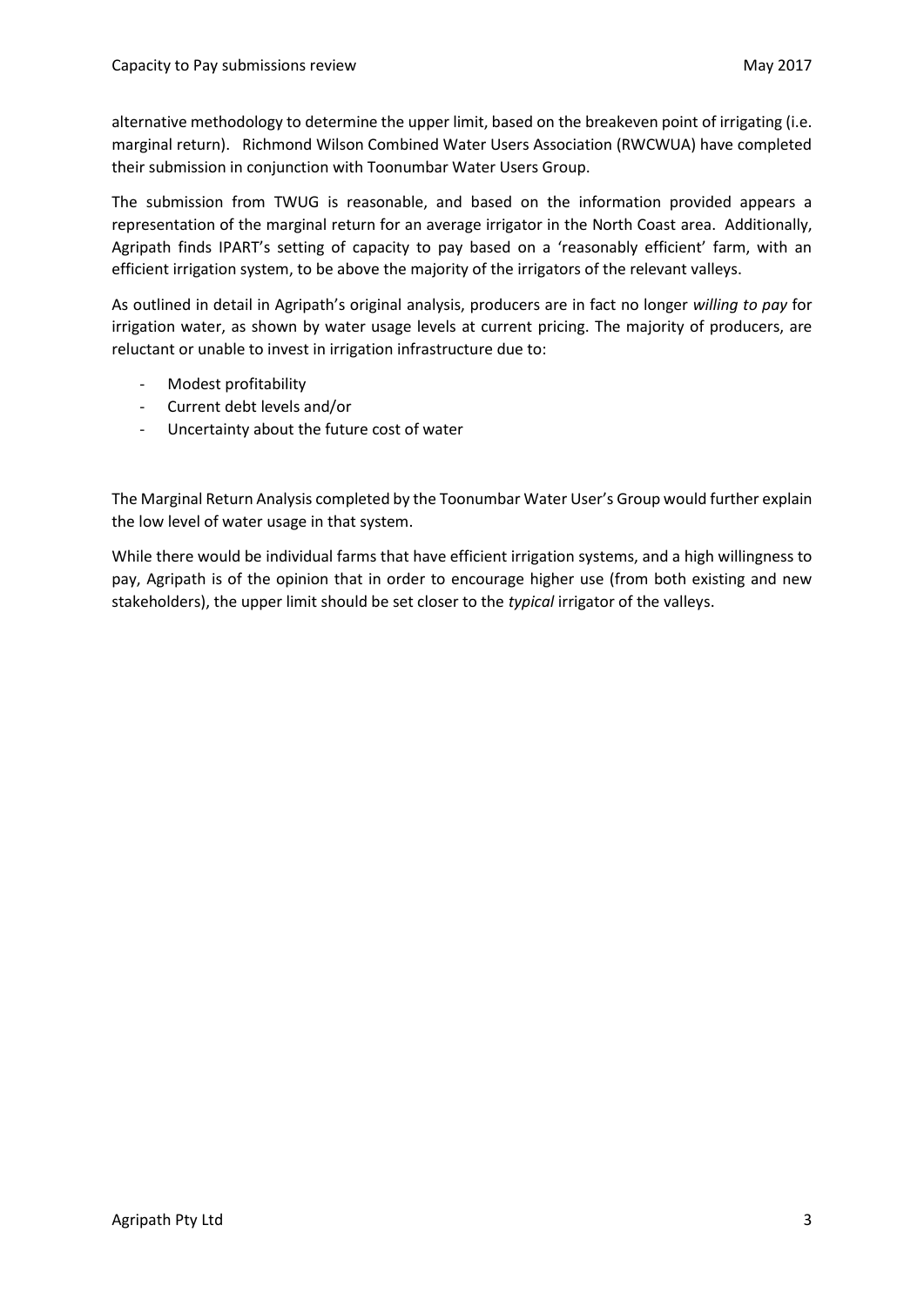alternative methodology to determine the upper limit, based on the breakeven point of irrigating (i.e. marginal return). Richmond Wilson Combined Water Users Association (RWCWUA) have completed their submission in conjunction with Toonumbar Water Users Group.

The submission from TWUG is reasonable, and based on the information provided appears a representation of the marginal return for an average irrigator in the North Coast area. Additionally, Agripath finds IPART's setting of capacity to pay based on a 'reasonably efficient' farm, with an efficient irrigation system, to be above the majority of the irrigators of the relevant valleys.

As outlined in detail in Agripath's original analysis, producers are in fact no longer *willing to pay* for irrigation water, as shown by water usage levels at current pricing. The majority of producers, are reluctant or unable to invest in irrigation infrastructure due to:

- Modest profitability
- Current debt levels and/or
- Uncertainty about the future cost of water

The Marginal Return Analysis completed by the Toonumbar Water User's Group would further explain the low level of water usage in that system.

While there would be individual farms that have efficient irrigation systems, and a high willingness to pay, Agripath is of the opinion that in order to encourage higher use (from both existing and new stakeholders), the upper limit should be set closer to the *typical* irrigator of the valleys.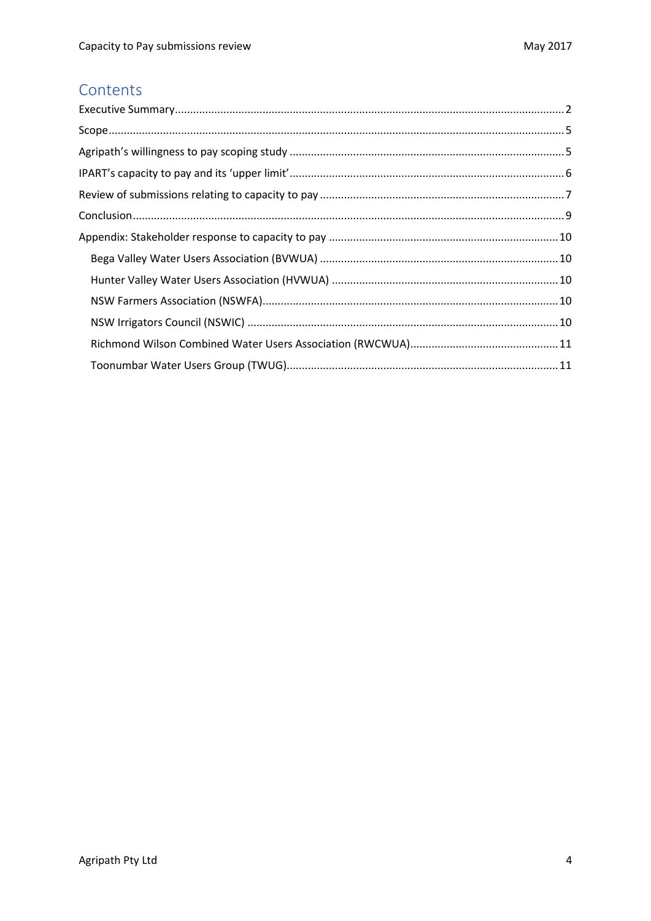# Contents

Executive Summary.....2

Scope.....5

Agripath's willingness to pay scoping study.....5

IPART's capacity to pay and its 'upper limit'.....6

Review of submissions relating to capacity to pay.....7

Conclusion.....9

Appendix: Stakeholder response to capacity to pay.....10

- Bega Valley Water Users Association (BVWUA).....10
- Hunter Valley Water Users Association (HVWUA).....10
- NSW Farmers Association (NSWFA).....10
- NSW Irrigators Council (NSWIC).....10
- Richmond Wilson Combined Water Users Association (RWCWUA).....11
- Toonumbar Water Users Group (TWUG).....11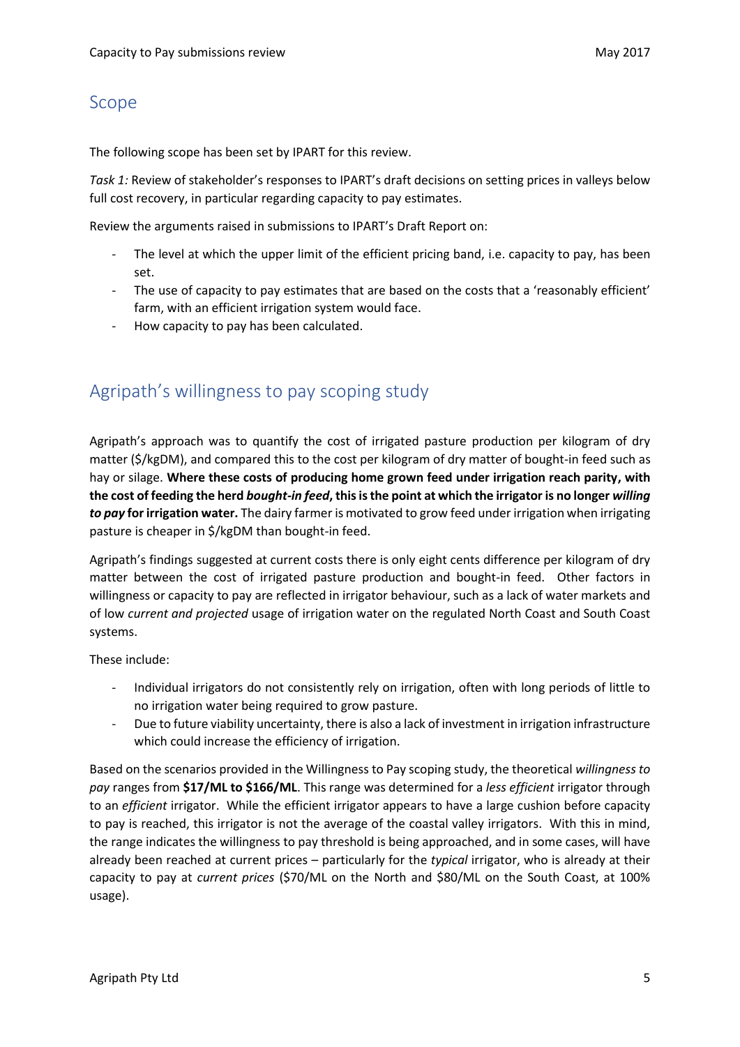## Scope

The following scope has been set by IPART for this review.

*Task 1:* Review of stakeholder's responses to IPART's draft decisions on setting prices in valleys below full cost recovery, in particular regarding capacity to pay estimates.

Review the arguments raised in submissions to IPART's Draft Report on:

- The level at which the upper limit of the efficient pricing band, i.e. capacity to pay, has been set.
- The use of capacity to pay estimates that are based on the costs that a 'reasonably efficient' farm, with an efficient irrigation system would face.
- How capacity to pay has been calculated.

## Agripath's willingness to pay scoping study

Agripath's approach was to quantify the cost of irrigated pasture production per kilogram of dry matter ($/kgDM), and compared this to the cost per kilogram of dry matter of bought-in feed such as hay or silage. **Where these costs of producing home grown feed under irrigation reach parity, with the cost of feeding the herd *bought-in feed*, this is the point at which the irrigator is no longer *willing to pay* for irrigation water.** The dairy farmer is motivated to grow feed under irrigation when irrigating pasture is cheaper in $/kgDM than bought-in feed.

Agripath's findings suggested at current costs there is only eight cents difference per kilogram of dry matter between the cost of irrigated pasture production and bought-in feed. Other factors in willingness or capacity to pay are reflected in irrigator behaviour, such as a lack of water markets and of low *current and projected* usage of irrigation water on the regulated North Coast and South Coast systems.

These include:

- Individual irrigators do not consistently rely on irrigation, often with long periods of little to no irrigation water being required to grow pasture.
- Due to future viability uncertainty, there is also a lack of investment in irrigation infrastructure which could increase the efficiency of irrigation.

Based on the scenarios provided in the Willingness to Pay scoping study, the theoretical *willingness to pay* ranges from **$17/ML to $166/ML**. This range was determined for a *less efficient* irrigator through to an *efficient* irrigator. While the efficient irrigator appears to have a large cushion before capacity to pay is reached, this irrigator is not the average of the coastal valley irrigators. With this in mind, the range indicates the willingness to pay threshold is being approached, and in some cases, will have already been reached at current prices – particularly for the *typical* irrigator, who is already at their capacity to pay at *current prices* ($70/ML on the North and $80/ML on the South Coast, at 100% usage).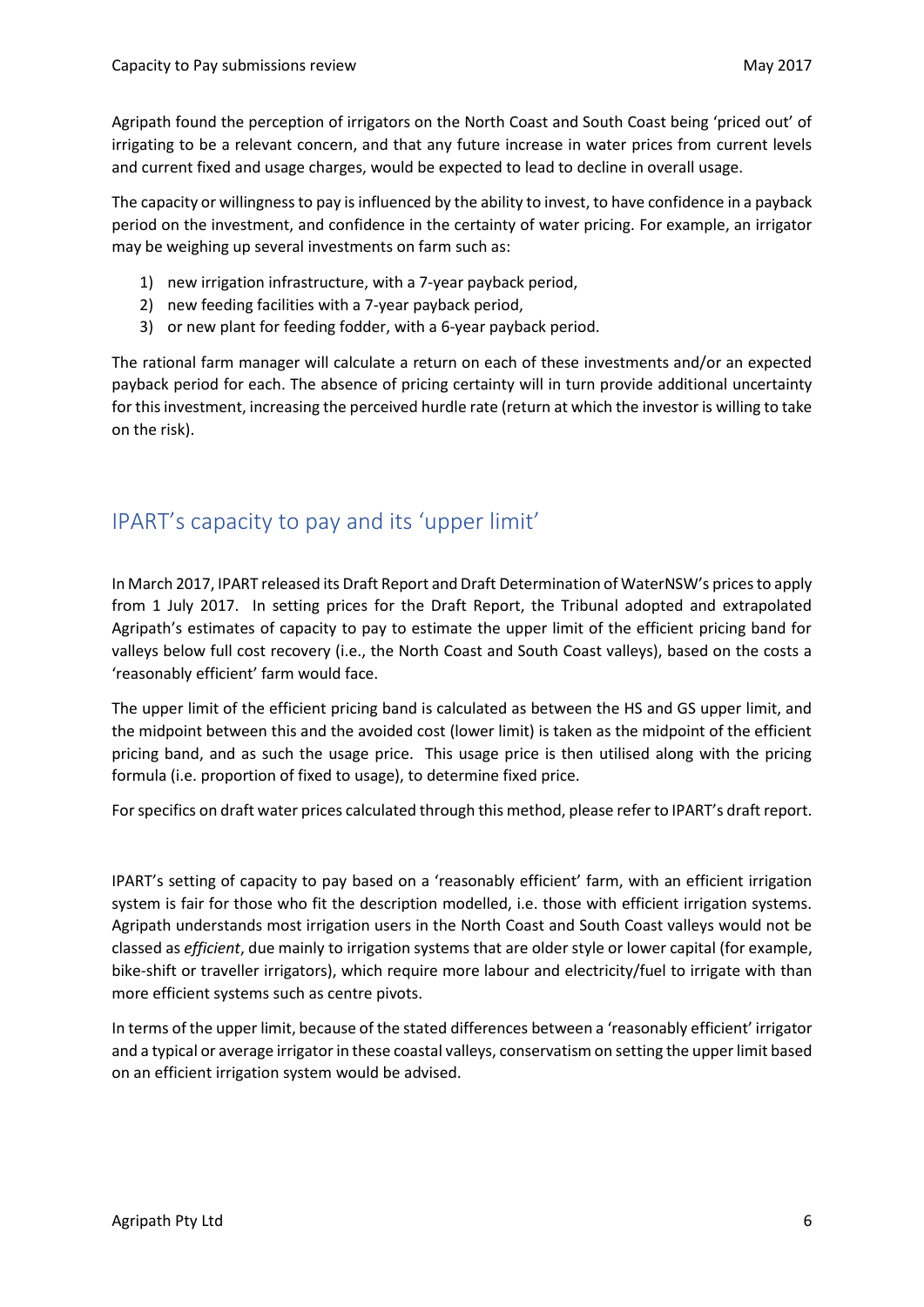Agripath found the perception of irrigators on the North Coast and South Coast being 'priced out' of irrigating to be a relevant concern, and that any future increase in water prices from current levels and current fixed and usage charges, would be expected to lead to decline in overall usage.

The capacity or willingness to pay is influenced by the ability to invest, to have confidence in a payback period on the investment, and confidence in the certainty of water pricing. For example, an irrigator may be weighing up several investments on farm such as:

1) new irrigation infrastructure, with a 7-year payback period,
2) new feeding facilities with a 7-year payback period,
3) or new plant for feeding fodder, with a 6-year payback period.

The rational farm manager will calculate a return on each of these investments and/or an expected payback period for each. The absence of pricing certainty will in turn provide additional uncertainty for this investment, increasing the perceived hurdle rate (return at which the investor is willing to take on the risk).

## IPART's capacity to pay and its 'upper limit'

In March 2017, IPART released its Draft Report and Draft Determination of WaterNSW's prices to apply from 1 July 2017. In setting prices for the Draft Report, the Tribunal adopted and extrapolated Agripath's estimates of capacity to pay to estimate the upper limit of the efficient pricing band for valleys below full cost recovery (i.e., the North Coast and South Coast valleys), based on the costs a 'reasonably efficient' farm would face.

The upper limit of the efficient pricing band is calculated as between the HS and GS upper limit, and the midpoint between this and the avoided cost (lower limit) is taken as the midpoint of the efficient pricing band, and as such the usage price. This usage price is then utilised along with the pricing formula (i.e. proportion of fixed to usage), to determine fixed price.

For specifics on draft water prices calculated through this method, please refer to IPART's draft report.

IPART's setting of capacity to pay based on a 'reasonably efficient' farm, with an efficient irrigation system is fair for those who fit the description modelled, i.e. those with efficient irrigation systems. Agripath understands most irrigation users in the North Coast and South Coast valleys would not be classed as *efficient*, due mainly to irrigation systems that are older style or lower capital (for example, bike-shift or traveller irrigators), which require more labour and electricity/fuel to irrigate with than more efficient systems such as centre pivots.

In terms of the upper limit, because of the stated differences between a 'reasonably efficient' irrigator and a typical or average irrigator in these coastal valleys, conservatism on setting the upper limit based on an efficient irrigation system would be advised.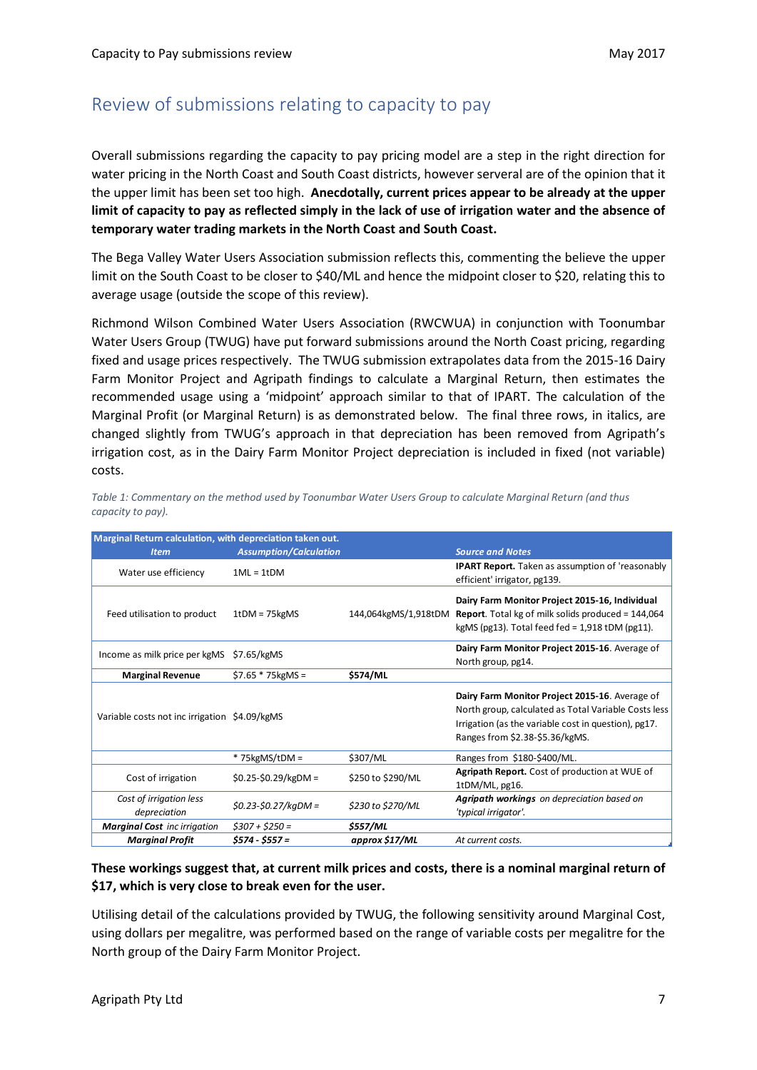# Review of submissions relating to capacity to pay

Overall submissions regarding the capacity to pay pricing model are a step in the right direction for water pricing in the North Coast and South Coast districts, however serveral are of the opinion that it the upper limit has been set too high. **Anecdotally, current prices appear to be already at the upper limit of capacity to pay as reflected simply in the lack of use of irrigation water and the absence of temporary water trading markets in the North Coast and South Coast.**

The Bega Valley Water Users Association submission reflects this, commenting the believe the upper limit on the South Coast to be closer to $40/ML and hence the midpoint closer to $20, relating this to average usage (outside the scope of this review).

Richmond Wilson Combined Water Users Association (RWCWUA) in conjunction with Toonumbar Water Users Group (TWUG) have put forward submissions around the North Coast pricing, regarding fixed and usage prices respectively. The TWUG submission extrapolates data from the 2015-16 Dairy Farm Monitor Project and Agripath findings to calculate a Marginal Return, then estimates the recommended usage using a 'midpoint' approach similar to that of IPART. The calculation of the Marginal Profit (or Marginal Return) is as demonstrated below. The final three rows, in italics, are changed slightly from TWUG's approach in that depreciation has been removed from Agripath's irrigation cost, as in the Dairy Farm Monitor Project depreciation is included in fixed (not variable) costs.

*Table 1: Commentary on the method used by Toonumbar Water Users Group to calculate Marginal Return (and thus capacity to pay).*

| Marginal Return calculation, with depreciation taken out. | | | |
|---|---|---|---|
| ***Item*** | ***Assumption/Calculation*** | | ***Source and Notes*** |
| Water use efficiency | 1ML = 1tDM | | **IPART Report.** Taken as assumption of 'reasonably efficient' irrigator, pg139. |
| Feed utilisation to product | 1tDM = 75kgMS | 144,064kgMS/1,918tDM | **Dairy Farm Monitor Project 2015-16, Individual Report**. Total kg of milk solids produced = 144,064 kgMS (pg13). Total feed fed = 1,918 tDM (pg11). |
| Income as milk price per kgMS | $7.65/kgMS | | **Dairy Farm Monitor Project 2015-16**. Average of North group, pg14. |
| **Marginal Revenue** | $7.65 * 75kgMS = | **$574/ML** | |
| Variable costs not inc irrigation | $4.09/kgMS | | **Dairy Farm Monitor Project 2015-16**. Average of North group, calculated as Total Variable Costs less Irrigation (as the variable cost in question), pg17. Ranges from $2.38-$5.36/kgMS. |
| | * 75kgMS/tDM = | $307/ML | Ranges from $180-$400/ML. |
| Cost of irrigation | $0.25-$0.29/kgDM = | $250 to $290/ML | **Agripath Report.** Cost of production at WUE of 1tDM/ML, pg16. |
| *Cost of irrigation less depreciation* | *$0.23-$0.27/kgDM =* | *$230 to $270/ML* | ***Agripath workings*** *on depreciation based on 'typical irrigator'.* |
| ***Marginal Cost*** *inc irrigation* | *$307 + $250 =* | ***$557/ML*** | |
| ***Marginal Profit*** | ***$574 - $557 =*** | ***approx $17/ML*** | *At current costs.* |

**These workings suggest that, at current milk prices and costs, there is a nominal marginal return of $17, which is very close to break even for the user.**

Utilising detail of the calculations provided by TWUG, the following sensitivity around Marginal Cost, using dollars per megalitre, was performed based on the range of variable costs per megalitre for the North group of the Dairy Farm Monitor Project.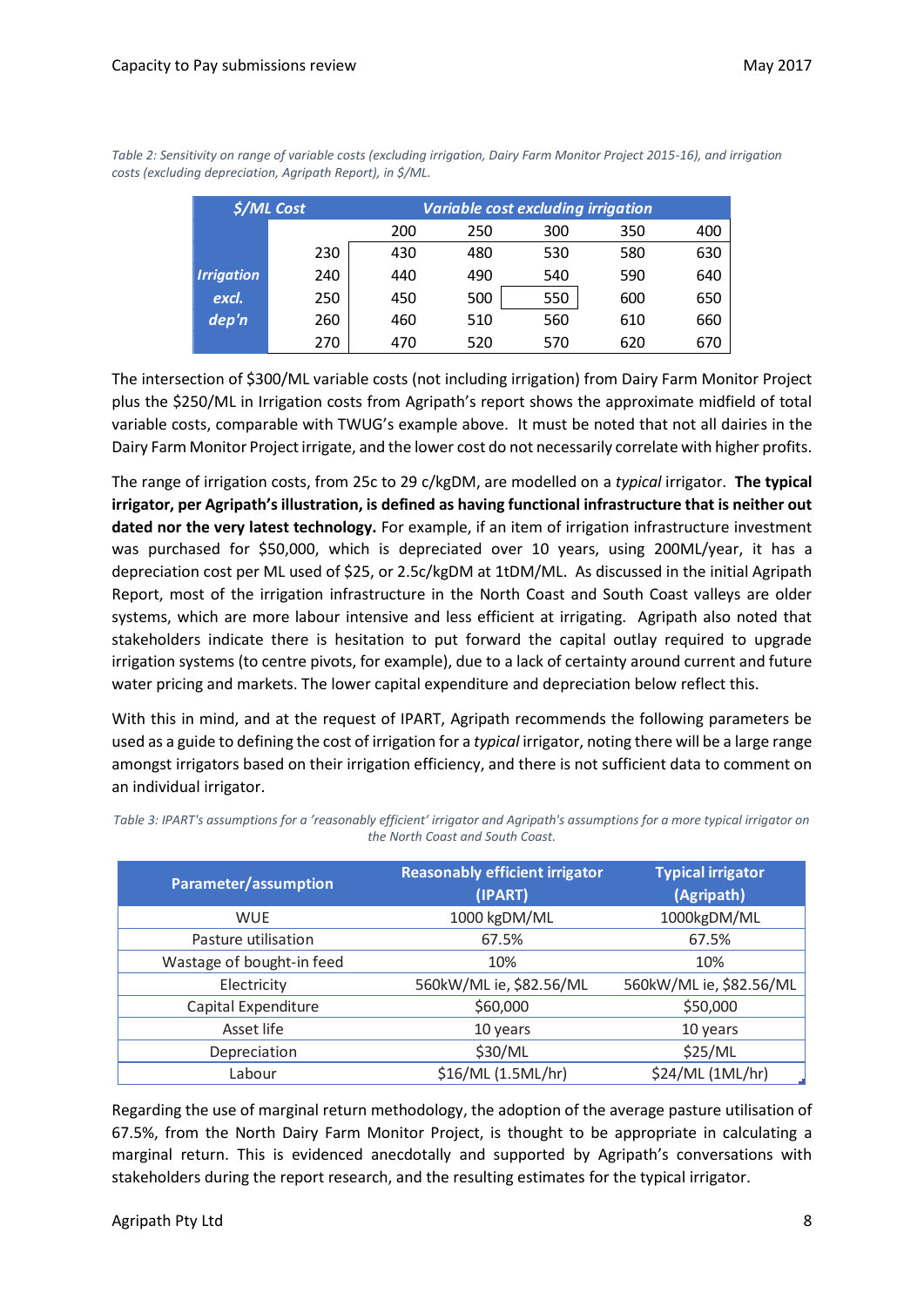*Table 2: Sensitivity on range of variable costs (excluding irrigation, Dairy Farm Monitor Project 2015-16), and irrigation costs (excluding depreciation, Agripath Report), in $/ML.*

| ***$/ML Cost*** | | ***Variable cost excluding irrigation*** | | | | |
|---|---|---|---|---|---|---|
| | | 200 | 250 | 300 | 350 | 400 |
| ***Irrigation excl. dep'n*** | 230 | 430 | 480 | 530 | 580 | 630 |
| | 240 | 440 | 490 | 540 | 590 | 640 |
| | 250 | 450 | 500 | 550 | 600 | 650 |
| | 260 | 460 | 510 | 560 | 610 | 660 |
| | 270 | 470 | 520 | 570 | 620 | 670 |

The intersection of $300/ML variable costs (not including irrigation) from Dairy Farm Monitor Project plus the $250/ML in Irrigation costs from Agripath's report shows the approximate midfield of total variable costs, comparable with TWUG's example above. It must be noted that not all dairies in the Dairy Farm Monitor Project irrigate, and the lower cost do not necessarily correlate with higher profits.

The range of irrigation costs, from 25c to 29 c/kgDM, are modelled on a *typical* irrigator. **The typical irrigator, per Agripath's illustration, is defined as having functional infrastructure that is neither out dated nor the very latest technology.** For example, if an item of irrigation infrastructure investment was purchased for $50,000, which is depreciated over 10 years, using 200ML/year, it has a depreciation cost per ML used of $25, or 2.5c/kgDM at 1tDM/ML. As discussed in the initial Agripath Report, most of the irrigation infrastructure in the North Coast and South Coast valleys are older systems, which are more labour intensive and less efficient at irrigating. Agripath also noted that stakeholders indicate there is hesitation to put forward the capital outlay required to upgrade irrigation systems (to centre pivots, for example), due to a lack of certainty around current and future water pricing and markets. The lower capital expenditure and depreciation below reflect this.

With this in mind, and at the request of IPART, Agripath recommends the following parameters be used as a guide to defining the cost of irrigation for a *typical* irrigator, noting there will be a large range amongst irrigators based on their irrigation efficiency, and there is not sufficient data to comment on an individual irrigator.

*Table 3: IPART's assumptions for a 'reasonably efficient' irrigator and Agripath's assumptions for a more typical irrigator on the North Coast and South Coast.*

| Parameter/assumption | Reasonably efficient irrigator (IPART) | Typical irrigator (Agripath) |
|---|---|---|
| WUE | 1000 kgDM/ML | 1000kgDM/ML |
| Pasture utilisation | 67.5% | 67.5% |
| Wastage of bought-in feed | 10% | 10% |
| Electricity | 560kW/ML ie, $82.56/ML | 560kW/ML ie, $82.56/ML |
| Capital Expenditure | $60,000 | $50,000 |
| Asset life | 10 years | 10 years |
| Depreciation | $30/ML | $25/ML |
| Labour | $16/ML (1.5ML/hr) | $24/ML (1ML/hr) |

Regarding the use of marginal return methodology, the adoption of the average pasture utilisation of 67.5%, from the North Dairy Farm Monitor Project, is thought to be appropriate in calculating a marginal return. This is evidenced anecdotally and supported by Agripath's conversations with stakeholders during the report research, and the resulting estimates for the typical irrigator.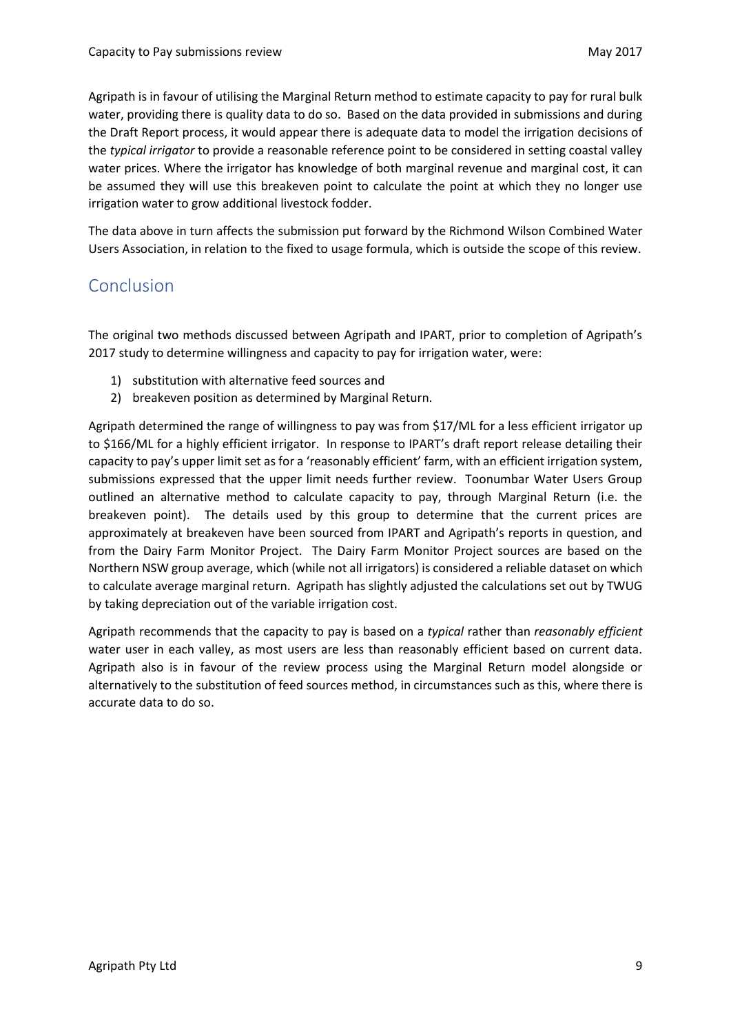Agripath is in favour of utilising the Marginal Return method to estimate capacity to pay for rural bulk water, providing there is quality data to do so. Based on the data provided in submissions and during the Draft Report process, it would appear there is adequate data to model the irrigation decisions of the *typical irrigator* to provide a reasonable reference point to be considered in setting coastal valley water prices. Where the irrigator has knowledge of both marginal revenue and marginal cost, it can be assumed they will use this breakeven point to calculate the point at which they no longer use irrigation water to grow additional livestock fodder.

The data above in turn affects the submission put forward by the Richmond Wilson Combined Water Users Association, in relation to the fixed to usage formula, which is outside the scope of this review.

## Conclusion

The original two methods discussed between Agripath and IPART, prior to completion of Agripath's 2017 study to determine willingness and capacity to pay for irrigation water, were:

1) substitution with alternative feed sources and
2) breakeven position as determined by Marginal Return.

Agripath determined the range of willingness to pay was from $17/ML for a less efficient irrigator up to $166/ML for a highly efficient irrigator. In response to IPART's draft report release detailing their capacity to pay's upper limit set as for a 'reasonably efficient' farm, with an efficient irrigation system, submissions expressed that the upper limit needs further review. Toonumbar Water Users Group outlined an alternative method to calculate capacity to pay, through Marginal Return (i.e. the breakeven point). The details used by this group to determine that the current prices are approximately at breakeven have been sourced from IPART and Agripath's reports in question, and from the Dairy Farm Monitor Project. The Dairy Farm Monitor Project sources are based on the Northern NSW group average, which (while not all irrigators) is considered a reliable dataset on which to calculate average marginal return. Agripath has slightly adjusted the calculations set out by TWUG by taking depreciation out of the variable irrigation cost.

Agripath recommends that the capacity to pay is based on a *typical* rather than *reasonably efficient* water user in each valley, as most users are less than reasonably efficient based on current data. Agripath also is in favour of the review process using the Marginal Return model alongside or alternatively to the substitution of feed sources method, in circumstances such as this, where there is accurate data to do so.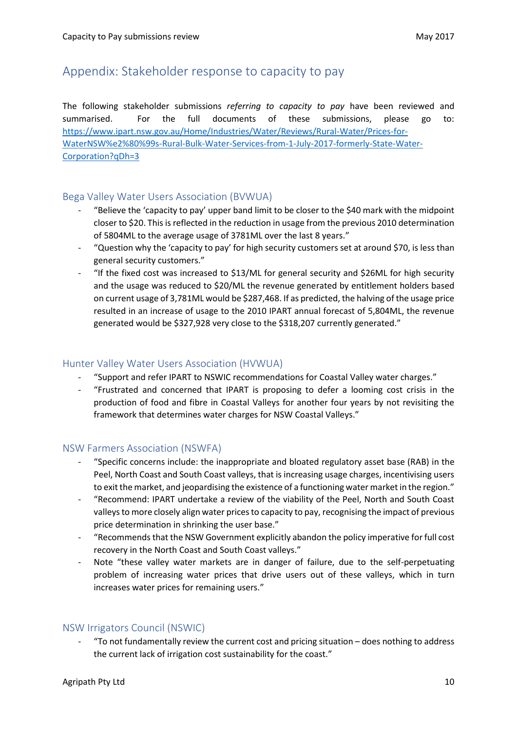## Appendix: Stakeholder response to capacity to pay

The following stakeholder submissions *referring to capacity to pay* have been reviewed and summarised. For the full documents of these submissions, please go to: [https://www.ipart.nsw.gov.au/Home/Industries/Water/Reviews/Rural-Water/Prices-for-WaterNSW%e2%80%99s-Rural-Bulk-Water-Services-from-1-July-2017-formerly-State-Water-Corporation?qDh=3](https://www.ipart.nsw.gov.au/Home/Industries/Water/Reviews/Rural-Water/Prices-for-WaterNSW%e2%80%99s-Rural-Bulk-Water-Services-from-1-July-2017-formerly-State-Water-Corporation?qDh=3)

### Bega Valley Water Users Association (BVWUA)

- "Believe the 'capacity to pay' upper band limit to be closer to the $40 mark with the midpoint closer to $20. This is reflected in the reduction in usage from the previous 2010 determination of 5804ML to the average usage of 3781ML over the last 8 years."
- "Question why the 'capacity to pay' for high security customers set at around $70, is less than general security customers."
- "If the fixed cost was increased to $13/ML for general security and $26ML for high security and the usage was reduced to $20/ML the revenue generated by entitlement holders based on current usage of 3,781ML would be $287,468. If as predicted, the halving of the usage price resulted in an increase of usage to the 2010 IPART annual forecast of 5,804ML, the revenue generated would be $327,928 very close to the $318,207 currently generated."

### Hunter Valley Water Users Association (HVWUA)

- "Support and refer IPART to NSWIC recommendations for Coastal Valley water charges."
- "Frustrated and concerned that IPART is proposing to defer a looming cost crisis in the production of food and fibre in Coastal Valleys for another four years by not revisiting the framework that determines water charges for NSW Coastal Valleys."

### NSW Farmers Association (NSWFA)

- "Specific concerns include: the inappropriate and bloated regulatory asset base (RAB) in the Peel, North Coast and South Coast valleys, that is increasing usage charges, incentivising users to exit the market, and jeopardising the existence of a functioning water market in the region."
- "Recommend: IPART undertake a review of the viability of the Peel, North and South Coast valleys to more closely align water prices to capacity to pay, recognising the impact of previous price determination in shrinking the user base."
- "Recommends that the NSW Government explicitly abandon the policy imperative for full cost recovery in the North Coast and South Coast valleys."
- Note "these valley water markets are in danger of failure, due to the self-perpetuating problem of increasing water prices that drive users out of these valleys, which in turn increases water prices for remaining users."

### NSW Irrigators Council (NSWIC)

- "To not fundamentally review the current cost and pricing situation – does nothing to address the current lack of irrigation cost sustainability for the coast."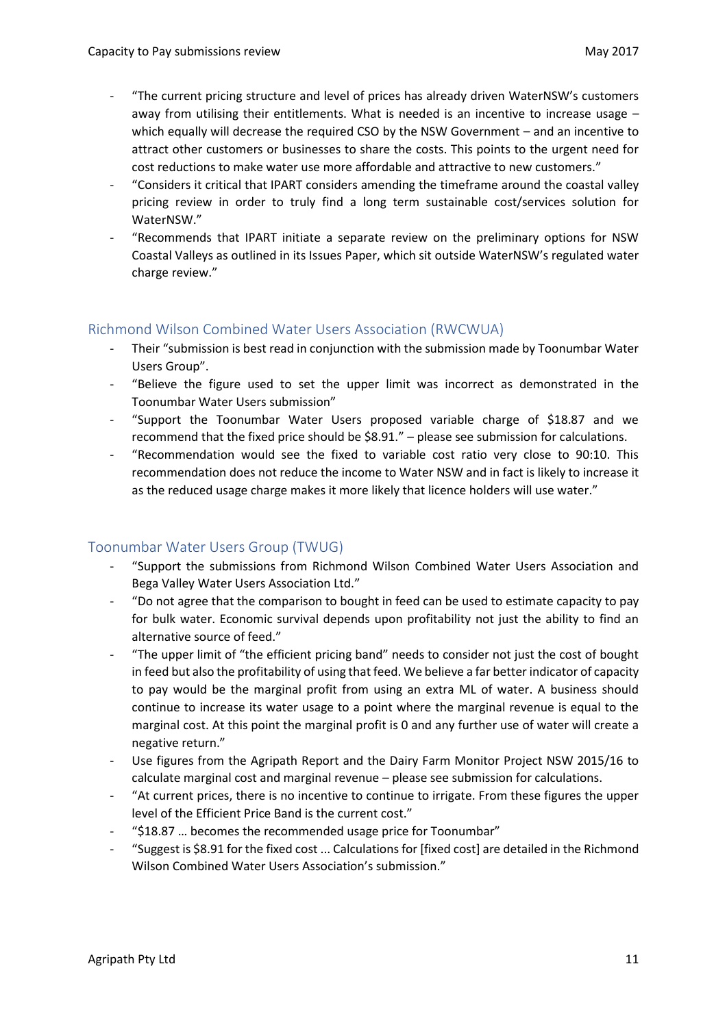- "The current pricing structure and level of prices has already driven WaterNSW's customers away from utilising their entitlements. What is needed is an incentive to increase usage – which equally will decrease the required CSO by the NSW Government – and an incentive to attract other customers or businesses to share the costs. This points to the urgent need for cost reductions to make water use more affordable and attractive to new customers."
- "Considers it critical that IPART considers amending the timeframe around the coastal valley pricing review in order to truly find a long term sustainable cost/services solution for WaterNSW."
- "Recommends that IPART initiate a separate review on the preliminary options for NSW Coastal Valleys as outlined in its Issues Paper, which sit outside WaterNSW's regulated water charge review."

## Richmond Wilson Combined Water Users Association (RWCWUA)

- Their "submission is best read in conjunction with the submission made by Toonumbar Water Users Group".
- "Believe the figure used to set the upper limit was incorrect as demonstrated in the Toonumbar Water Users submission"
- "Support the Toonumbar Water Users proposed variable charge of $18.87 and we recommend that the fixed price should be $8.91." – please see submission for calculations.
- "Recommendation would see the fixed to variable cost ratio very close to 90:10. This recommendation does not reduce the income to Water NSW and in fact is likely to increase it as the reduced usage charge makes it more likely that licence holders will use water."

## Toonumbar Water Users Group (TWUG)

- "Support the submissions from Richmond Wilson Combined Water Users Association and Bega Valley Water Users Association Ltd."
- "Do not agree that the comparison to bought in feed can be used to estimate capacity to pay for bulk water. Economic survival depends upon profitability not just the ability to find an alternative source of feed."
- "The upper limit of "the efficient pricing band" needs to consider not just the cost of bought in feed but also the profitability of using that feed. We believe a far better indicator of capacity to pay would be the marginal profit from using an extra ML of water. A business should continue to increase its water usage to a point where the marginal revenue is equal to the marginal cost. At this point the marginal profit is 0 and any further use of water will create a negative return."
- Use figures from the Agripath Report and the Dairy Farm Monitor Project NSW 2015/16 to calculate marginal cost and marginal revenue – please see submission for calculations.
- "At current prices, there is no incentive to continue to irrigate. From these figures the upper level of the Efficient Price Band is the current cost."
- "$18.87 … becomes the recommended usage price for Toonumbar"
- "Suggest is $8.91 for the fixed cost ... Calculations for [fixed cost] are detailed in the Richmond Wilson Combined Water Users Association's submission."